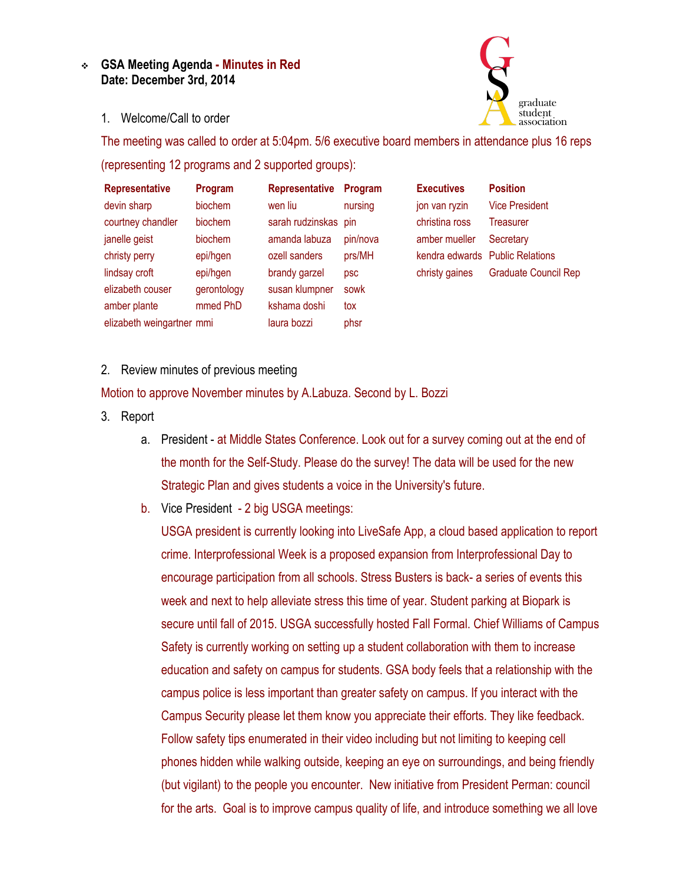- **GSA Meeting Agenda - Minutes in Red**
  **Date: December 3rd, 2014**

graduate student association

1. Welcome/Call to order

The meeting was called to order at 5:04pm. 5/6 executive board members in attendance plus 16 reps (representing 12 programs and 2 supported groups):

| Representative | Program | Representative | Program | Executives | Position |
|---|---|---|---|---|---|
| devin sharp | biochem | wen liu | nursing | jon van ryzin | Vice President |
| courtney chandler | biochem | sarah rudzinskas | pin | christina ross | Treasurer |
| janelle geist | biochem | amanda labuza | pin/nova | amber mueller | Secretary |
| christy perry | epi/hgen | ozell sanders | prs/MH | kendra edwards | Public Relations |
| lindsay croft | epi/hgen | brandy garzel | psc | christy gaines | Graduate Council Rep |
| elizabeth couser | gerontology | susan klumpner | sowk | | |
| amber plante | mmed PhD | kshama doshi | tox | | |
| elizabeth weingartner | mmi | laura bozzi | phsr | | |

2. Review minutes of previous meeting

Motion to approve November minutes by A.Labuza. Second by L. Bozzi

3. Report
   a. President - at Middle States Conference. Look out for a survey coming out at the end of the month for the Self-Study. Please do the survey! The data will be used for the new Strategic Plan and gives students a voice in the University's future.
   b. Vice President - 2 big USGA meetings:
      USGA president is currently looking into LiveSafe App, a cloud based application to report crime. Interprofessional Week is a proposed expansion from Interprofessional Day to encourage participation from all schools. Stress Busters is back- a series of events this week and next to help alleviate stress this time of year. Student parking at Biopark is secure until fall of 2015. USGA successfully hosted Fall Formal. Chief Williams of Campus Safety is currently working on setting up a student collaboration with them to increase education and safety on campus for students. GSA body feels that a relationship with the campus police is less important than greater safety on campus. If you interact with the Campus Security please let them know you appreciate their efforts. They like feedback. Follow safety tips enumerated in their video including but not limiting to keeping cell phones hidden while walking outside, keeping an eye on surroundings, and being friendly (but vigilant) to the people you encounter. New initiative from President Perman: council for the arts. Goal is to improve campus quality of life, and introduce something we all love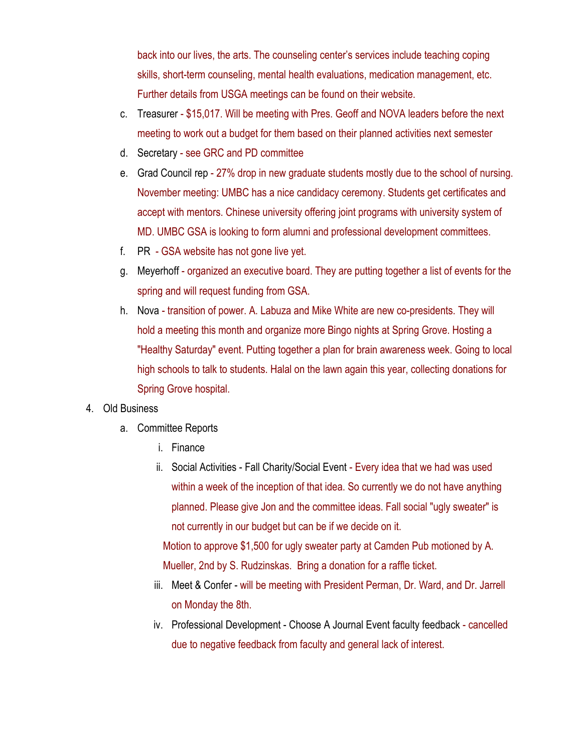back into our lives, the arts. The counseling center's services include teaching coping skills, short-term counseling, mental health evaluations, medication management, etc. Further details from USGA meetings can be found on their website.

c. Treasurer - $15,017. Will be meeting with Pres. Geoff and NOVA leaders before the next meeting to work out a budget for them based on their planned activities next semester

d. Secretary - see GRC and PD committee

e. Grad Council rep - 27% drop in new graduate students mostly due to the school of nursing. November meeting: UMBC has a nice candidacy ceremony. Students get certificates and accept with mentors. Chinese university offering joint programs with university system of MD. UMBC GSA is looking to form alumni and professional development committees.

f. PR - GSA website has not gone live yet.

g. Meyerhoff - organized an executive board. They are putting together a list of events for the spring and will request funding from GSA.

h. Nova - transition of power. A. Labuza and Mike White are new co-presidents. They will hold a meeting this month and organize more Bingo nights at Spring Grove. Hosting a "Healthy Saturday" event. Putting together a plan for brain awareness week. Going to local high schools to talk to students. Halal on the lawn again this year, collecting donations for Spring Grove hospital.

4. Old Business

   a. Committee Reports

      i. Finance

      ii. Social Activities - Fall Charity/Social Event - Every idea that we had was used within a week of the inception of that idea. So currently we do not have anything planned. Please give Jon and the committee ideas. Fall social "ugly sweater" is not currently in our budget but can be if we decide on it.

      Motion to approve $1,500 for ugly sweater party at Camden Pub motioned by A. Mueller, 2nd by S. Rudzinskas. Bring a donation for a raffle ticket.

      iii. Meet & Confer - will be meeting with President Perman, Dr. Ward, and Dr. Jarrell on Monday the 8th.

      iv. Professional Development - Choose A Journal Event faculty feedback - cancelled due to negative feedback from faculty and general lack of interest.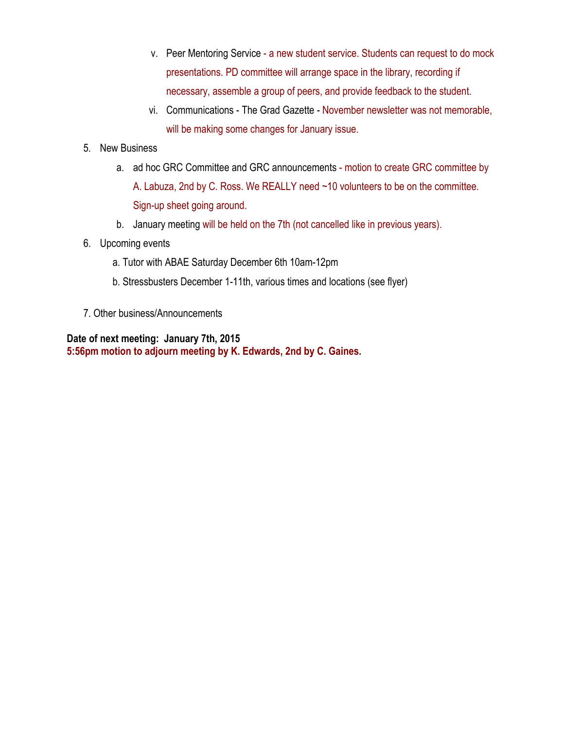v. Peer Mentoring Service - a new student service. Students can request to do mock presentations. PD committee will arrange space in the library, recording if necessary, assemble a group of peers, and provide feedback to the student.

vi. Communications - The Grad Gazette - November newsletter was not memorable, will be making some changes for January issue.

5. New Business
   a. ad hoc GRC Committee and GRC announcements - motion to create GRC committee by A. Labuza, 2nd by C. Ross. We REALLY need ~10 volunteers to be on the committee. Sign-up sheet going around.
   b. January meeting will be held on the 7th (not cancelled like in previous years).

6. Upcoming events
   a. Tutor with ABAE Saturday December 6th 10am-12pm
   b. Stressbusters December 1-11th, various times and locations (see flyer)

7. Other business/Announcements

**Date of next meeting: January 7th, 2015**
**5:56pm motion to adjourn meeting by K. Edwards, 2nd by C. Gaines.**